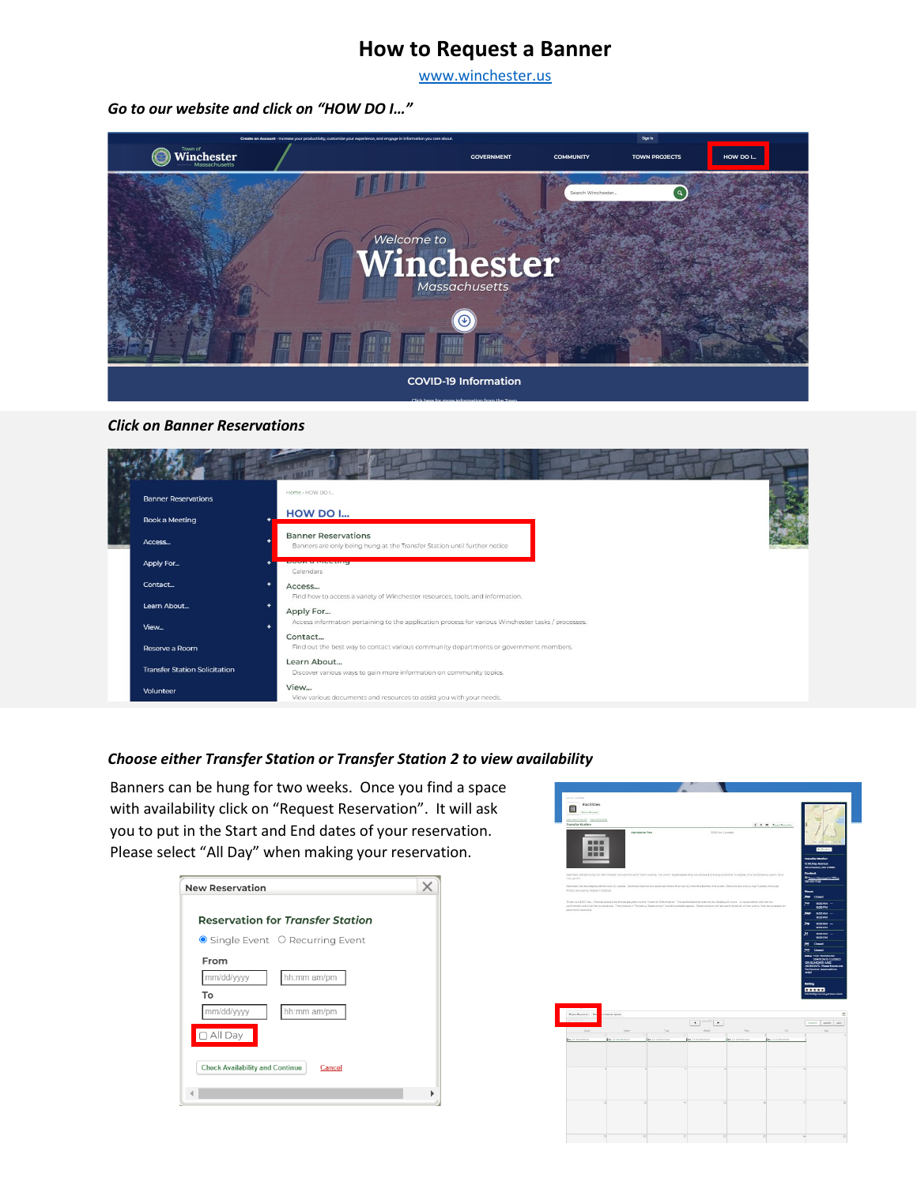# How to Request a Banner

www.winchester.us

***Go to our website and click on "HOW DO I…"***

***Click on Banner Reservations***

***Choose either Transfer Station or Transfer Station 2 to view availability***

Banners can be hung for two weeks. Once you find a space with availability click on "Request Reservation". It will ask you to put in the Start and End dates of your reservation. Please select "All Day" when making your reservation.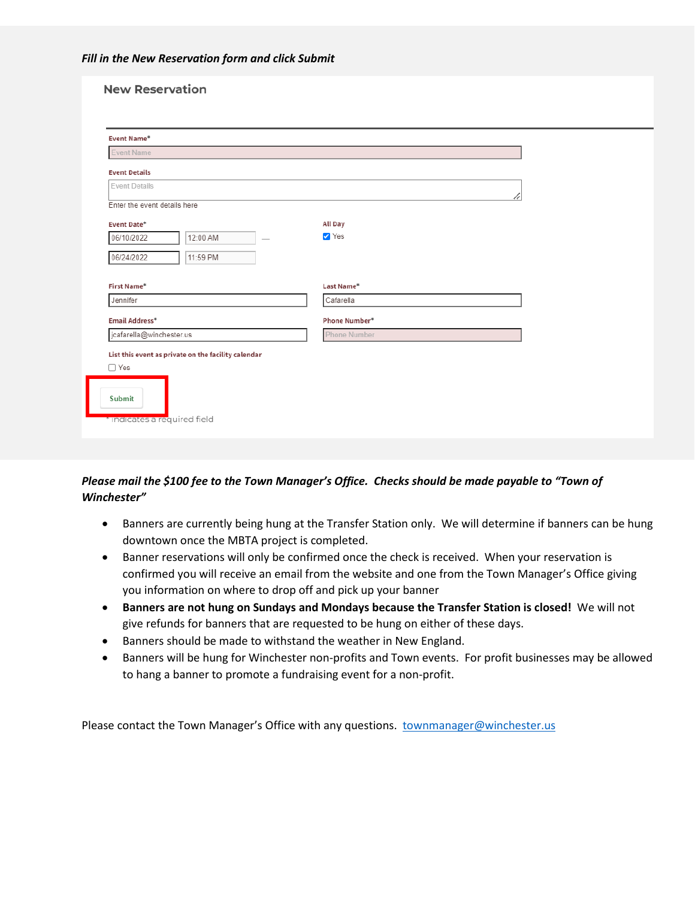***Fill in the New Reservation form and click Submit***

**New Reservation**

Event Name*

Event Name

Event Details

Event Details

Enter the event details here

Event Date*

06/10/2022 12:00 AM —

06/24/2022 11:59 PM

All Day

☑ Yes

First Name*

Jennifer

Last Name*

Cafarella

Email Address*

jcafarella@winchester.us

Phone Number*

Phone Number

List this event as private on the facility calendar

☐ Yes

Submit

\* indicates a required field

***Please mail the $100 fee to the Town Manager's Office. Checks should be made payable to "Town of Winchester"***

- Banners are currently being hung at the Transfer Station only. We will determine if banners can be hung downtown once the MBTA project is completed.
- Banner reservations will only be confirmed once the check is received. When your reservation is confirmed you will receive an email from the website and one from the Town Manager's Office giving you information on where to drop off and pick up your banner
- **Banners are not hung on Sundays and Mondays because the Transfer Station is closed!** We will not give refunds for banners that are requested to be hung on either of these days.
- Banners should be made to withstand the weather in New England.
- Banners will be hung for Winchester non-profits and Town events. For profit businesses may be allowed to hang a banner to promote a fundraising event for a non-profit.

Please contact the Town Manager's Office with any questions. townmanager@winchester.us